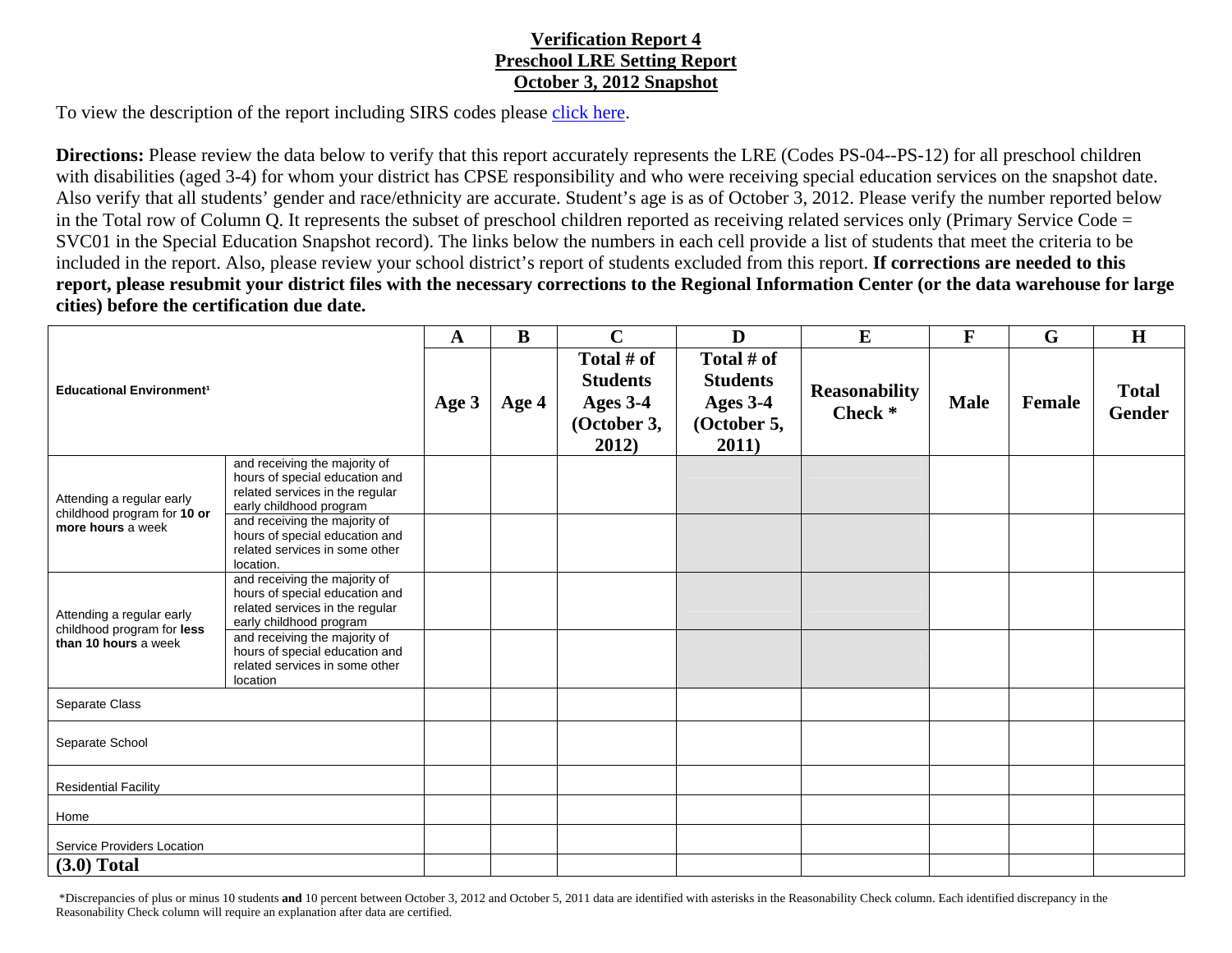**Verification Report 4**
**Preschool LRE Setting Report**
**October 3, 2012 Snapshot**

To view the description of the report including SIRS codes please click here.

**Directions:** Please review the data below to verify that this report accurately represents the LRE (Codes PS-04--PS-12) for all preschool children with disabilities (aged 3-4) for whom your district has CPSE responsibility and who were receiving special education services on the snapshot date. Also verify that all students' gender and race/ethnicity are accurate. Student's age is as of October 3, 2012. Please verify the number reported below in the Total row of Column Q. It represents the subset of preschool children reported as receiving related services only (Primary Service Code = SVC01 in the Special Education Snapshot record). The links below the numbers in each cell provide a list of students that meet the criteria to be included in the report. Also, please review your school district's report of students excluded from this report. **If corrections are needed to this report, please resubmit your district files with the necessary corrections to the Regional Information Center (or the data warehouse for large cities) before the certification due date.**

| | | A | B | C | D | E | F | G | H |
|---|---|---|---|---|---|---|---|---|---|
| **Educational Environment**[1] | | **Age 3** | **Age 4** | **Total # of Students Ages 3-4 (October 3, 2012)** | **Total # of Students Ages 3-4 (October 5, 2011)** | **Reasonability Check \*** | **Male** | **Female** | **Total Gender** |
| Attending a regular early childhood program for **10 or more hours** a week | and receiving the majority of hours of special education and related services in the regular early childhood program | | | | | | | | |
| | and receiving the majority of hours of special education and related services in some other location. | | | | | | | | |
| Attending a regular early childhood program for **less than 10 hours** a week | and receiving the majority of hours of special education and related services in the regular early childhood program | | | | | | | | |
| | and receiving the majority of hours of special education and related services in some other location | | | | | | | | |
| Separate Class | | | | | | | | | |
| Separate School | | | | | | | | | |
| Residential Facility | | | | | | | | | |
| Home | | | | | | | | | |
| Service Providers Location | | | | | | | | | |
| **(3.0) Total** | | | | | | | | | |

*Discrepancies of plus or minus 10 students **and** 10 percent between October 3, 2012 and October 5, 2011 data are identified with asterisks in the Reasonability Check column. Each identified discrepancy in the Reasonability Check column will require an explanation after data are certified.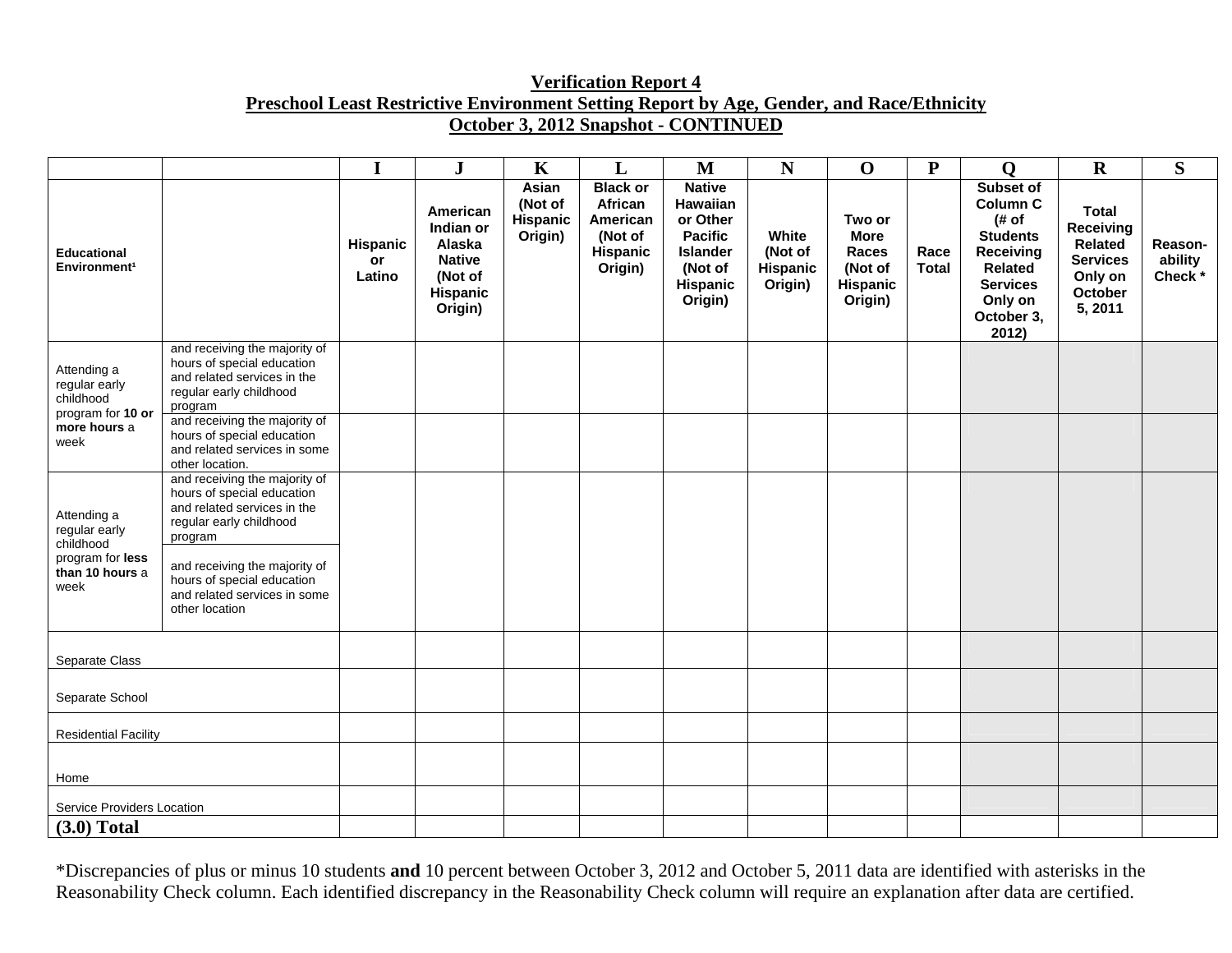**Verification Report 4**
**Preschool Least Restrictive Environment Setting Report by Age, Gender, and Race/Ethnicity**
**October 3, 2012 Snapshot - CONTINUED**

| | | I | J | K | L | M | N | O | P | Q | R | S |
|---|---|---|---|---|---|---|---|---|---|---|---|---|
| **Educational Environment**[1] | | **Hispanic or Latino** | **American Indian or Alaska Native (Not of Hispanic Origin)** | **Asian (Not of Hispanic Origin)** | **Black or African American (Not of Hispanic Origin)** | **Native Hawaiian or Other Pacific Islander (Not of Hispanic Origin)** | **White (Not of Hispanic Origin)** | **Two or More Races (Not of Hispanic Origin)** | **Race Total** | **Subset of Column C (# of Students Receiving Related Services Only on October 3, 2012)** | **Total Receiving Related Services Only on October 5, 2011** | **Reason-ability Check *** |
| Attending a regular early childhood program for **10 or more hours** a week | and receiving the majority of hours of special education and related services in the regular early childhood program | | | | | | | | | | | |
| | and receiving the majority of hours of special education and related services in some other location. | | | | | | | | | | | |
| Attending a regular early childhood program for **less than 10 hours** a week | and receiving the majority of hours of special education and related services in the regular early childhood program | | | | | | | | | | | |
| | and receiving the majority of hours of special education and related services in some other location | | | | | | | | | | | |
| Separate Class | | | | | | | | | | | | |
| Separate School | | | | | | | | | | | | |
| Residential Facility | | | | | | | | | | | | |
| Home | | | | | | | | | | | | |
| Service Providers Location | | | | | | | | | | | | |
| **(3.0) Total** | | | | | | | | | | | | |

*Discrepancies of plus or minus 10 students **and** 10 percent between October 3, 2012 and October 5, 2011 data are identified with asterisks in the Reasonability Check column. Each identified discrepancy in the Reasonability Check column will require an explanation after data are certified.